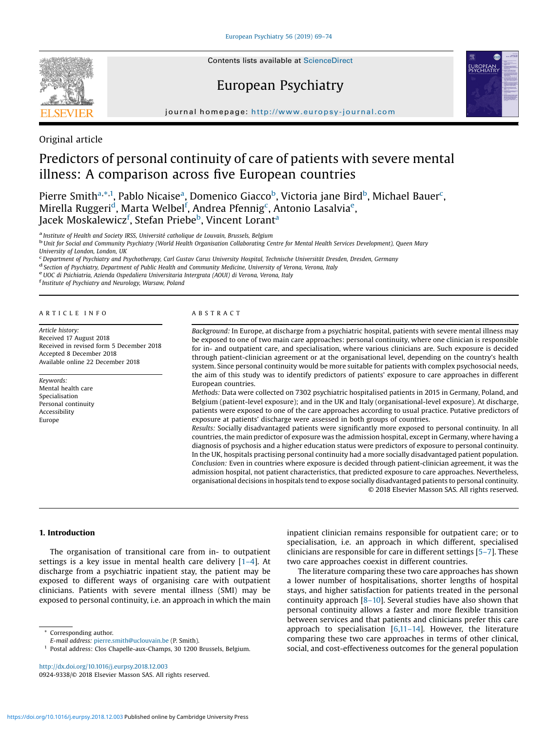Original article

# Predictors of personal continuity of care of patients with severe mental illness: A comparison across five European countries

Pierre Smith[a,*,1], Pablo Nicaise[a], Domenico Giacco[b], Victoria jane Bird[b], Michael Bauer[c], Mirella Ruggeri[d], Marta Welbel[f], Andrea Pfennig[c], Antonio Lasalvia[e], Jacek Moskalewicz[f], Stefan Priebe[b], Vincent Lorant[a]

[a] Institute of Health and Society IRSS, Université catholique de Louvain, Brussels, Belgium
[b] Unit for Social and Community Psychiatry (World Health Organisation Collaborating Centre for Mental Health Services Development), Queen Mary University of London, London, UK
[c] Department of Psychiatry and Psychotherapy, Carl Gustav Carus University Hospital, Technische Universität Dresden, Dresden, Germany
[d] Section of Psychiatry, Department of Public Health and Community Medicine, University of Verona, Verona, Italy
[e] UOC di Psichiatria, Azienda Ospedaliera Universitaria Intergrata (AOUI) di Verona, Verona, Italy
[f] Institute of Psychiatry and Neurology, Warsaw, Poland

## ARTICLE INFO

*Article history:*
Received 17 August 2018
Received in revised form 5 December 2018
Accepted 8 December 2018
Available online 22 December 2018

*Keywords:*
Mental health care
Specialisation
Personal continuity
Accessibility
Europe

## ABSTRACT

*Background:* In Europe, at discharge from a psychiatric hospital, patients with severe mental illness may be exposed to one of two main care approaches: personal continuity, where one clinician is responsible for in- and outpatient care, and specialisation, where various clinicians are. Such exposure is decided through patient-clinician agreement or at the organisational level, depending on the country's health system. Since personal continuity would be more suitable for patients with complex psychosocial needs, the aim of this study was to identify predictors of patients' exposure to care approaches in different European countries.

*Methods:* Data were collected on 7302 psychiatric hospitalised patients in 2015 in Germany, Poland, and Belgium (patient-level exposure); and in the UK and Italy (organisational-level exposure). At discharge, patients were exposed to one of the care approaches according to usual practice. Putative predictors of exposure at patients' discharge were assessed in both groups of countries.

*Results:* Socially disadvantaged patients were significantly more exposed to personal continuity. In all countries, the main predictor of exposure was the admission hospital, except in Germany, where having a diagnosis of psychosis and a higher education status were predictors of exposure to personal continuity. In the UK, hospitals practising personal continuity had a more socially disadvantaged patient population.

*Conclusion:* Even in countries where exposure is decided through patient-clinician agreement, it was the admission hospital, not patient characteristics, that predicted exposure to care approaches. Nevertheless, organisational decisions in hospitals tend to expose socially disadvantaged patients to personal continuity.

© 2018 Elsevier Masson SAS. All rights reserved.

## 1. Introduction

The organisation of transitional care from in- to outpatient settings is a key issue in mental health care delivery [1–4]. At discharge from a psychiatric inpatient stay, the patient may be exposed to different ways of organising care with outpatient clinicians. Patients with severe mental illness (SMI) may be exposed to personal continuity, i.e. an approach in which the main inpatient clinician remains responsible for outpatient care; or to specialisation, i.e. an approach in which different, specialised clinicians are responsible for care in different settings [5–7]. These two care approaches coexist in different countries.

The literature comparing these two care approaches has shown a lower number of hospitalisations, shorter lengths of hospital stays, and higher satisfaction for patients treated in the personal continuity approach [8–10]. Several studies have also shown that personal continuity allows a faster and more flexible transition between services and that patients and clinicians prefer this care approach to specialisation [6,11–14]. However, the literature comparing these two care approaches in terms of other clinical, social, and cost-effectiveness outcomes for the general population

* Corresponding author.
E-mail address: pierre.smith@uclouvain.be (P. Smith).
[1] Postal address: Clos Chapelle-aux-Champs, 30 1200 Brussels, Belgium.

http://dx.doi.org/10.1016/j.eurpsy.2018.12.003
0924-9338/© 2018 Elsevier Masson SAS. All rights reserved.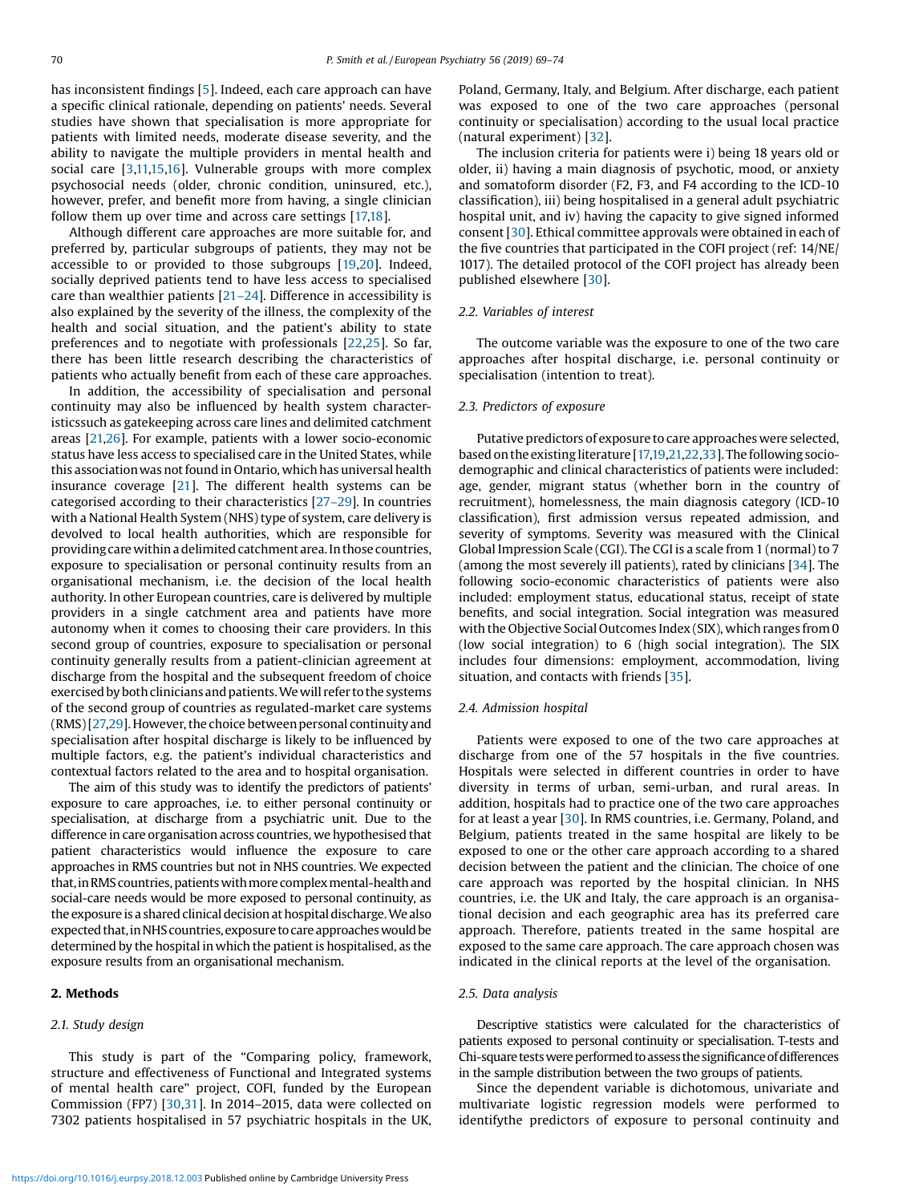has inconsistent findings [5]. Indeed, each care approach can have a specific clinical rationale, depending on patients' needs. Several studies have shown that specialisation is more appropriate for patients with limited needs, moderate disease severity, and the ability to navigate the multiple providers in mental health and social care [3,11,15,16]. Vulnerable groups with more complex psychosocial needs (older, chronic condition, uninsured, etc.), however, prefer, and benefit more from having, a single clinician follow them up over time and across care settings [17,18].

Although different care approaches are more suitable for, and preferred by, particular subgroups of patients, they may not be accessible to or provided to those subgroups [19,20]. Indeed, socially deprived patients tend to have less access to specialised care than wealthier patients [21–24]. Difference in accessibility is also explained by the severity of the illness, the complexity of the health and social situation, and the patient's ability to state preferences and to negotiate with professionals [22,25]. So far, there has been little research describing the characteristics of patients who actually benefit from each of these care approaches.

In addition, the accessibility of specialisation and personal continuity may also be influenced by health system characteristicssuch as gatekeeping across care lines and delimited catchment areas [21,26]. For example, patients with a lower socio-economic status have less access to specialised care in the United States, while this association was not found in Ontario, which has universal health insurance coverage [21]. The different health systems can be categorised according to their characteristics [27–29]. In countries with a National Health System (NHS) type of system, care delivery is devolved to local health authorities, which are responsible for providing care within a delimited catchment area. In those countries, exposure to specialisation or personal continuity results from an organisational mechanism, i.e. the decision of the local health authority. In other European countries, care is delivered by multiple providers in a single catchment area and patients have more autonomy when it comes to choosing their care providers. In this second group of countries, exposure to specialisation or personal continuity generally results from a patient-clinician agreement at discharge from the hospital and the subsequent freedom of choice exercised by both clinicians and patients. We will refer to the systems of the second group of countries as regulated-market care systems (RMS) [27,29]. However, the choice between personal continuity and specialisation after hospital discharge is likely to be influenced by multiple factors, e.g. the patient's individual characteristics and contextual factors related to the area and to hospital organisation.

The aim of this study was to identify the predictors of patients' exposure to care approaches, i.e. to either personal continuity or specialisation, at discharge from a psychiatric unit. Due to the difference in care organisation across countries, we hypothesised that patient characteristics would influence the exposure to care approaches in RMS countries but not in NHS countries. We expected that, in RMS countries, patients with more complex mental-health and social-care needs would be more exposed to personal continuity, as the exposure is a shared clinical decision at hospital discharge. We also expected that, in NHS countries, exposure to care approaches would be determined by the hospital in which the patient is hospitalised, as the exposure results from an organisational mechanism.

## 2. Methods

### 2.1. Study design

This study is part of the "Comparing policy, framework, structure and effectiveness of Functional and Integrated systems of mental health care" project, COFI, funded by the European Commission (FP7) [30,31]. In 2014–2015, data were collected on 7302 patients hospitalised in 57 psychiatric hospitals in the UK, Poland, Germany, Italy, and Belgium. After discharge, each patient was exposed to one of the two care approaches (personal continuity or specialisation) according to the usual local practice (natural experiment) [32].

The inclusion criteria for patients were i) being 18 years old or older, ii) having a main diagnosis of psychotic, mood, or anxiety and somatoform disorder (F2, F3, and F4 according to the ICD-10 classification), iii) being hospitalised in a general adult psychiatric hospital unit, and iv) having the capacity to give signed informed consent [30]. Ethical committee approvals were obtained in each of the five countries that participated in the COFI project (ref: 14/NE/1017). The detailed protocol of the COFI project has already been published elsewhere [30].

### 2.2. Variables of interest

The outcome variable was the exposure to one of the two care approaches after hospital discharge, i.e. personal continuity or specialisation (intention to treat).

### 2.3. Predictors of exposure

Putative predictors of exposure to care approaches were selected, based on the existing literature [17,19,21,22,33]. The following socio-demographic and clinical characteristics of patients were included: age, gender, migrant status (whether born in the country of recruitment), homelessness, the main diagnosis category (ICD-10 classification), first admission versus repeated admission, and severity of symptoms. Severity was measured with the Clinical Global Impression Scale (CGI). The CGI is a scale from 1 (normal) to 7 (among the most severely ill patients), rated by clinicians [34]. The following socio-economic characteristics of patients were also included: employment status, educational status, receipt of state benefits, and social integration. Social integration was measured with the Objective Social Outcomes Index (SIX), which ranges from 0 (low social integration) to 6 (high social integration). The SIX includes four dimensions: employment, accommodation, living situation, and contacts with friends [35].

### 2.4. Admission hospital

Patients were exposed to one of the two care approaches at discharge from one of the 57 hospitals in the five countries. Hospitals were selected in different countries in order to have diversity in terms of urban, semi-urban, and rural areas. In addition, hospitals had to practice one of the two care approaches for at least a year [30]. In RMS countries, i.e. Germany, Poland, and Belgium, patients treated in the same hospital are likely to be exposed to one or the other care approach according to a shared decision between the patient and the clinician. The choice of one care approach was reported by the hospital clinician. In NHS countries, i.e. the UK and Italy, the care approach is an organisational decision and each geographic area has its preferred care approach. Therefore, patients treated in the same hospital are exposed to the same care approach. The care approach chosen was indicated in the clinical reports at the level of the organisation.

### 2.5. Data analysis

Descriptive statistics were calculated for the characteristics of patients exposed to personal continuity or specialisation. T-tests and Chi-square tests were performed to assess the significance of differences in the sample distribution between the two groups of patients.

Since the dependent variable is dichotomous, univariate and multivariate logistic regression models were performed to identifythe predictors of exposure to personal continuity and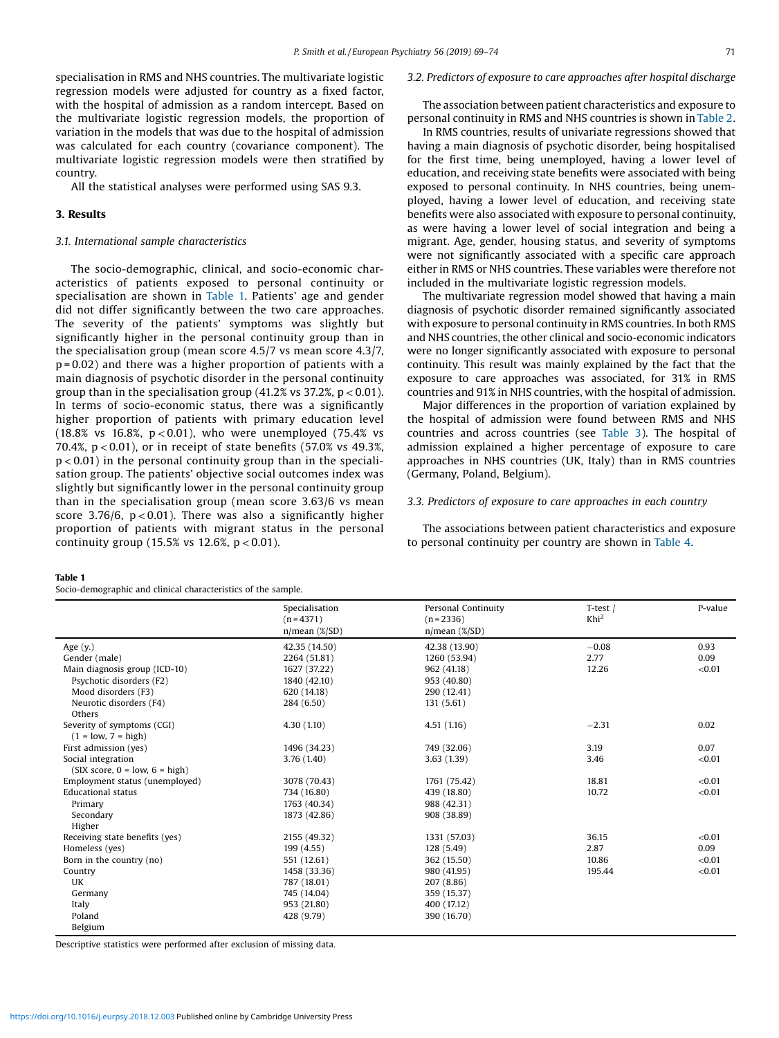specialisation in RMS and NHS countries. The multivariate logistic regression models were adjusted for country as a fixed factor, with the hospital of admission as a random intercept. Based on the multivariate logistic regression models, the proportion of variation in the models that was due to the hospital of admission was calculated for each country (covariance component). The multivariate logistic regression models were then stratified by country.

All the statistical analyses were performed using SAS 9.3.

## 3. Results

### 3.1. International sample characteristics

The socio-demographic, clinical, and socio-economic characteristics of patients exposed to personal continuity or specialisation are shown in Table 1. Patients' age and gender did not differ significantly between the two care approaches. The severity of the patients' symptoms was slightly but significantly higher in the personal continuity group than in the specialisation group (mean score 4.5/7 vs mean score 4.3/7, p = 0.02) and there was a higher proportion of patients with a main diagnosis of psychotic disorder in the personal continuity group than in the specialisation group (41.2% vs 37.2%, p < 0.01). In terms of socio-economic status, there was a significantly higher proportion of patients with primary education level (18.8% vs 16.8%, p < 0.01), who were unemployed (75.4% vs 70.4%, p < 0.01), or in receipt of state benefits (57.0% vs 49.3%, p < 0.01) in the personal continuity group than in the specialisation group. The patients' objective social outcomes index was slightly but significantly lower in the personal continuity group than in the specialisation group (mean score 3.63/6 vs mean score 3.76/6, p < 0.01). There was also a significantly higher proportion of patients with migrant status in the personal continuity group (15.5% vs 12.6%, p < 0.01).

### 3.2. Predictors of exposure to care approaches after hospital discharge

The association between patient characteristics and exposure to personal continuity in RMS and NHS countries is shown in Table 2.

In RMS countries, results of univariate regressions showed that having a main diagnosis of psychotic disorder, being hospitalised for the first time, being unemployed, having a lower level of education, and receiving state benefits were associated with being exposed to personal continuity. In NHS countries, being unemployed, having a lower level of education, and receiving state benefits were also associated with exposure to personal continuity, as were having a lower level of social integration and being a migrant. Age, gender, housing status, and severity of symptoms were not significantly associated with a specific care approach either in RMS or NHS countries. These variables were therefore not included in the multivariate logistic regression models.

The multivariate regression model showed that having a main diagnosis of psychotic disorder remained significantly associated with exposure to personal continuity in RMS countries. In both RMS and NHS countries, the other clinical and socio-economic indicators were no longer significantly associated with exposure to personal continuity. This result was mainly explained by the fact that the exposure to care approaches was associated, for 31% in RMS countries and 91% in NHS countries, with the hospital of admission.

Major differences in the proportion of variation explained by the hospital of admission were found between RMS and NHS countries and across countries (see Table 3). The hospital of admission explained a higher percentage of exposure to care approaches in NHS countries (UK, Italy) than in RMS countries (Germany, Poland, Belgium).

### 3.3. Predictors of exposure to care approaches in each country

The associations between patient characteristics and exposure to personal continuity per country are shown in Table 4.

**Table 1**
Socio-demographic and clinical characteristics of the sample.

| | Specialisation (n = 4371) n/mean (%/SD) | Personal Continuity (n = 2336) n/mean (%/SD) | T-test / Khi² | P-value |
|---|---|---|---|---|
| Age (y.) | 42.35 (14.50) | 42.38 (13.90) | −0.08 | 0.93 |
| Gender (male) | 2264 (51.81) | 1260 (53.94) | 2.77 | 0.09 |
| Main diagnosis group (ICD-10) | 1627 (37.22) | 962 (41.18) | 12.26 | <0.01 |
| Psychotic disorders (F2) | 1840 (42.10) | 953 (40.80) | | |
| Mood disorders (F3) | 620 (14.18) | 290 (12.41) | | |
| Neurotic disorders (F4) | 284 (6.50) | 131 (5.61) | | |
| Others | | | | |
| Severity of symptoms (CGI) (1 = low, 7 = high) | 4.30 (1.10) | 4.51 (1.16) | −2.31 | 0.02 |
| First admission (yes) | 1496 (34.23) | 749 (32.06) | 3.19 | 0.07 |
| Social integration (SIX score, 0 = low, 6 = high) | 3.76 (1.40) | 3.63 (1.39) | 3.46 | <0.01 |
| Employment status (unemployed) | 3078 (70.43) | 1761 (75.42) | 18.81 | <0.01 |
| Educational status | 734 (16.80) | 439 (18.80) | 10.72 | <0.01 |
| Primary | 1763 (40.34) | 988 (42.31) | | |
| Secondary | 1873 (42.86) | 908 (38.89) | | |
| Higher | | | | |
| Receiving state benefits (yes) | 2155 (49.32) | 1331 (57.03) | 36.15 | <0.01 |
| Homeless (yes) | 199 (4.55) | 128 (5.49) | 2.87 | 0.09 |
| Born in the country (no) | 551 (12.61) | 362 (15.50) | 10.86 | <0.01 |
| Country | 1458 (33.36) | 980 (41.95) | 195.44 | <0.01 |
| UK | 787 (18.01) | 207 (8.86) | | |
| Germany | 745 (14.04) | 359 (15.37) | | |
| Italy | 953 (21.80) | 400 (17.12) | | |
| Poland | 428 (9.79) | 390 (16.70) | | |
| Belgium | | | | |

Descriptive statistics were performed after exclusion of missing data.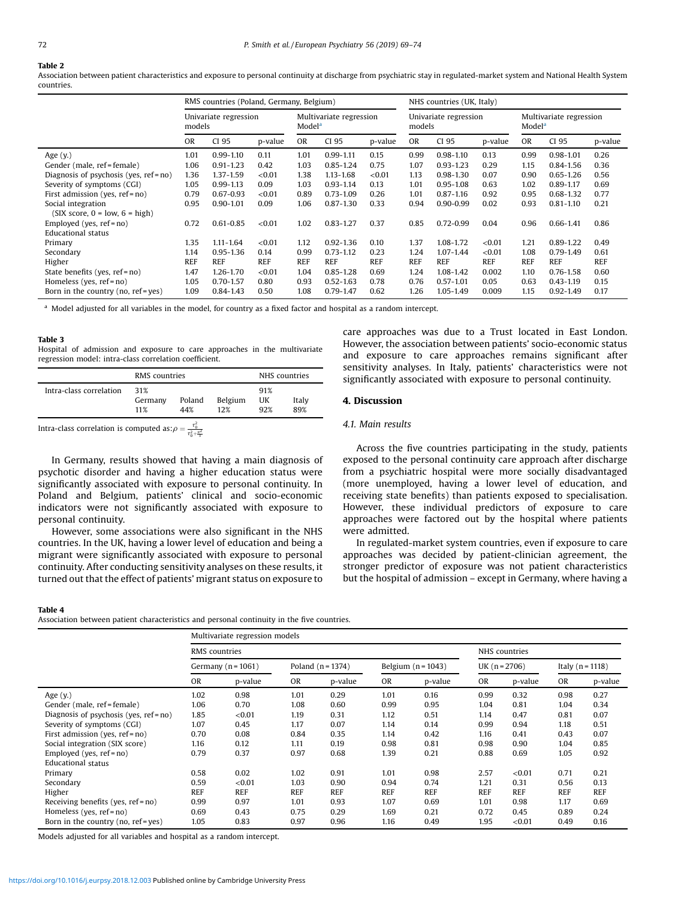**Table 2**
Association between patient characteristics and exposure to personal continuity at discharge from psychiatric stay in regulated-market system and National Health System countries.

| | RMS countries (Poland, Germany, Belgium) | | | | | | NHS countries (UK, Italy) | | | | | |
|---|---|---|---|---|---|---|---|---|---|---|---|---|
| | Univariate regression models | | | Multivariate regression Model[a] | | | Univariate regression models | | | Multivariate regression Model[a] | | |
| | OR | CI 95 | p-value | OR | CI 95 | p-value | OR | CI 95 | p-value | OR | CI 95 | p-value |
| Age (y.) | 1.01 | 0.99-1.10 | 0.11 | 1.01 | 0.99-1.11 | 0.15 | 0.99 | 0.98-1.10 | 0.13 | 0.99 | 0.98-1.01 | 0.26 |
| Gender (male, ref = female) | 1.06 | 0.91-1.23 | 0.42 | 1.03 | 0.85-1.24 | 0.75 | 1.07 | 0.93-1.23 | 0.29 | 1.15 | 0.84-1.56 | 0.36 |
| Diagnosis of psychosis (yes, ref = no) | 1.36 | 1.37-1.59 | <0.01 | 1.38 | 1.13-1.68 | <0.01 | 1.13 | 0.98-1.30 | 0.07 | 0.90 | 0.65-1.26 | 0.56 |
| Severity of symptoms (CGI) | 1.05 | 0.99-1.13 | 0.09 | 1.03 | 0.93-1.14 | 0.13 | 1.01 | 0.95-1.08 | 0.63 | 1.02 | 0.89-1.17 | 0.69 |
| First admission (yes, ref = no) | 0.79 | 0.67-0.93 | <0.01 | 0.89 | 0.73-1.09 | 0.26 | 1.01 | 0.87-1.16 | 0.92 | 0.95 | 0.68-1.32 | 0.77 |
| Social integration (SIX score, 0 = low, 6 = high) | 0.95 | 0.90-1.01 | 0.09 | 1.06 | 0.87-1.30 | 0.33 | 0.94 | 0.90-0.99 | 0.02 | 0.93 | 0.81-1.10 | 0.21 |
| Employed (yes, ref = no) | 0.72 | 0.61-0.85 | <0.01 | 1.02 | 0.83-1.27 | 0.37 | 0.85 | 0.72-0.99 | 0.04 | 0.96 | 0.66-1.41 | 0.86 |
| Educational status | | | | | | | | | | | | |
| Primary | 1.35 | 1.11-1.64 | <0.01 | 1.12 | 0.92-1.36 | 0.10 | 1.37 | 1.08-1.72 | <0.01 | 1.21 | 0.89-1.22 | 0.49 |
| Secondary | 1.14 | 0.95-1.36 | 0.14 | 0.99 | 0.73-1.12 | 0.23 | 1.24 | 1.07-1.44 | <0.01 | 1.08 | 0.79-1.49 | 0.61 |
| Higher | REF | REF | REF | REF | REF | REF | REF | REF | REF | REF | REF | REF |
| State benefits (yes, ref = no) | 1.47 | 1.26-1.70 | <0.01 | 1.04 | 0.85-1.28 | 0.69 | 1.24 | 1.08-1.42 | 0.002 | 1.10 | 0.76-1.58 | 0.60 |
| Homeless (yes, ref = no) | 1.05 | 0.70-1.57 | 0.80 | 0.93 | 0.52-1.63 | 0.78 | 0.76 | 0.57-1.01 | 0.05 | 0.63 | 0.43-1.19 | 0.15 |
| Born in the country (no, ref = yes) | 1.09 | 0.84-1.43 | 0.50 | 1.08 | 0.79-1.47 | 0.62 | 1.26 | 1.05-1.49 | 0.009 | 1.15 | 0.92-1.49 | 0.17 |

[a] Model adjusted for all variables in the model, for country as a fixed factor and hospital as a random intercept.

**Table 3**
Hospital of admission and exposure to care approaches in the multivariate regression model: intra-class correlation coefficient.

| | RMS countries | | | NHS countries | |
|---|---|---|---|---|---|
| Intra-class correlation | 31% | | | 91% | |
| | Germany | Poland | Belgium | UK | Italy |
| | 11% | 44% | 12% | 92% | 89% |

Intra-class correlation is computed as: $\rho = \frac{\tau_0^2}{\tau_0^2 + \frac{\pi^2}{3}}$

In Germany, results showed that having a main diagnosis of psychotic disorder and having a higher education status were significantly associated with exposure to personal continuity. In Poland and Belgium, patients' clinical and socio-economic indicators were not significantly associated with exposure to personal continuity.

However, some associations were also significant in the NHS countries. In the UK, having a lower level of education and being a migrant were significantly associated with exposure to personal continuity. After conducting sensitivity analyses on these results, it turned out that the effect of patients' migrant status on exposure to care approaches was due to a Trust located in East London. However, the association between patients' socio-economic status and exposure to care approaches remains significant after sensitivity analyses. In Italy, patients' characteristics were not significantly associated with exposure to personal continuity.

## 4. Discussion

### 4.1. Main results

Across the five countries participating in the study, patients exposed to the personal continuity care approach after discharge from a psychiatric hospital were more socially disadvantaged (more unemployed, having a lower level of education, and receiving state benefits) than patients exposed to specialisation. However, these individual predictors of exposure to care approaches were factored out by the hospital where patients were admitted.

In regulated-market system countries, even if exposure to care approaches was decided by patient-clinician agreement, the stronger predictor of exposure was not patient characteristics but the hospital of admission – except in Germany, where having a

**Table 4**
Association between patient characteristics and personal continuity in the five countries.

| | Multivariate regression models | | | | | | | | | |
|---|---|---|---|---|---|---|---|---|---|---|
| | RMS countries | | | | | | NHS countries | | | |
| | Germany (n = 1061) | | Poland (n = 1374) | | Belgium (n = 1043) | | UK (n = 2706) | | Italy (n = 1118) | |
| | OR | p-value | OR | p-value | OR | p-value | OR | p-value | OR | p-value |
| Age (y.) | 1.02 | 0.98 | 1.01 | 0.29 | 1.01 | 0.16 | 0.99 | 0.32 | 0.98 | 0.27 |
| Gender (male, ref = female) | 1.06 | 0.70 | 1.08 | 0.60 | 0.99 | 0.95 | 1.04 | 0.81 | 1.04 | 0.34 |
| Diagnosis of psychosis (yes, ref = no) | 1.85 | <0.01 | 1.19 | 0.31 | 1.12 | 0.51 | 1.14 | 0.47 | 0.81 | 0.07 |
| Severity of symptoms (CGI) | 1.07 | 0.45 | 1.17 | 0.07 | 1.14 | 0.14 | 0.99 | 0.94 | 1.18 | 0.51 |
| First admission (yes, ref = no) | 0.70 | 0.08 | 0.84 | 0.35 | 1.14 | 0.42 | 1.16 | 0.41 | 0.43 | 0.07 |
| Social integration (SIX score) | 1.16 | 0.12 | 1.11 | 0.19 | 0.98 | 0.81 | 0.98 | 0.90 | 1.04 | 0.85 |
| Employed (yes, ref = no) | 0.79 | 0.37 | 0.97 | 0.68 | 1.39 | 0.21 | 0.88 | 0.69 | 1.05 | 0.92 |
| Educational status | | | | | | | | | | |
| Primary | 0.58 | 0.02 | 1.02 | 0.91 | 1.01 | 0.98 | 2.57 | <0.01 | 0.71 | 0.21 |
| Secondary | 0.59 | <0.01 | 1.03 | 0.90 | 0.94 | 0.74 | 1.21 | 0.31 | 0.56 | 0.13 |
| Higher | REF | REF | REF | REF | REF | REF | REF | REF | REF | REF |
| Receiving benefits (yes, ref = no) | 0.99 | 0.97 | 1.01 | 0.93 | 1.07 | 0.69 | 1.01 | 0.98 | 1.17 | 0.69 |
| Homeless (yes, ref = no) | 0.69 | 0.43 | 0.75 | 0.29 | 1.69 | 0.21 | 0.72 | 0.45 | 0.89 | 0.24 |
| Born in the country (no, ref = yes) | 1.05 | 0.83 | 0.97 | 0.96 | 1.16 | 0.49 | 1.95 | <0.01 | 0.49 | 0.16 |

Models adjusted for all variables and hospital as a random intercept.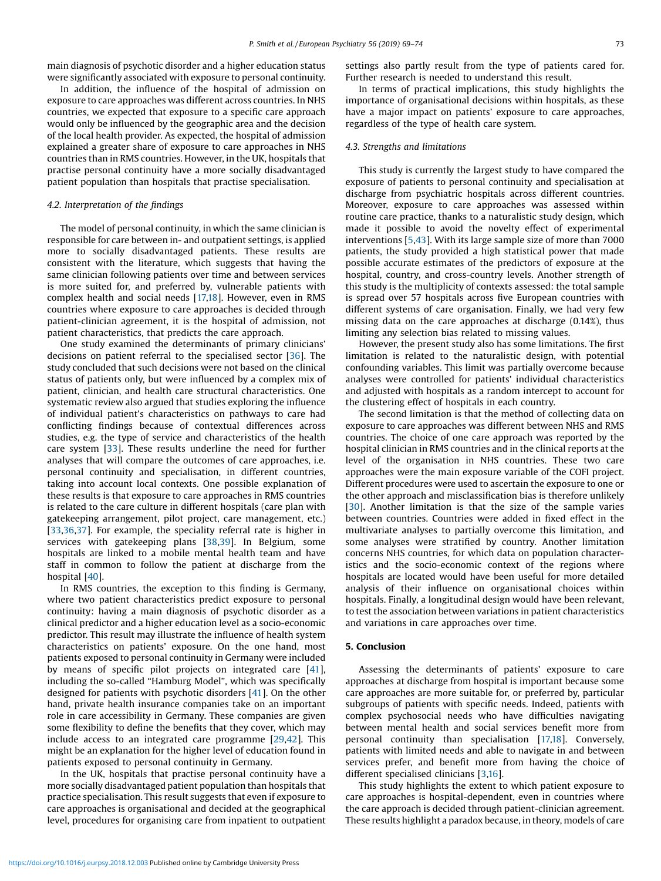main diagnosis of psychotic disorder and a higher education status were significantly associated with exposure to personal continuity.

In addition, the influence of the hospital of admission on exposure to care approaches was different across countries. In NHS countries, we expected that exposure to a specific care approach would only be influenced by the geographic area and the decision of the local health provider. As expected, the hospital of admission explained a greater share of exposure to care approaches in NHS countries than in RMS countries. However, in the UK, hospitals that practise personal continuity have a more socially disadvantaged patient population than hospitals that practise specialisation.

### 4.2. Interpretation of the findings

The model of personal continuity, in which the same clinician is responsible for care between in- and outpatient settings, is applied more to socially disadvantaged patients. These results are consistent with the literature, which suggests that having the same clinician following patients over time and between services is more suited for, and preferred by, vulnerable patients with complex health and social needs [17,18]. However, even in RMS countries where exposure to care approaches is decided through patient-clinician agreement, it is the hospital of admission, not patient characteristics, that predicts the care approach.

One study examined the determinants of primary clinicians' decisions on patient referral to the specialised sector [36]. The study concluded that such decisions were not based on the clinical status of patients only, but were influenced by a complex mix of patient, clinician, and health care structural characteristics. One systematic review also argued that studies exploring the influence of individual patient's characteristics on pathways to care had conflicting findings because of contextual differences across studies, e.g. the type of service and characteristics of the health care system [33]. These results underline the need for further analyses that will compare the outcomes of care approaches, i.e. personal continuity and specialisation, in different countries, taking into account local contexts. One possible explanation of these results is that exposure to care approaches in RMS countries is related to the care culture in different hospitals (care plan with gatekeeping arrangement, pilot project, care management, etc.) [33,36,37]. For example, the speciality referral rate is higher in services with gatekeeping plans [38,39]. In Belgium, some hospitals are linked to a mobile mental health team and have staff in common to follow the patient at discharge from the hospital [40].

In RMS countries, the exception to this finding is Germany, where two patient characteristics predict exposure to personal continuity: having a main diagnosis of psychotic disorder as a clinical predictor and a higher education level as a socio-economic predictor. This result may illustrate the influence of health system characteristics on patients' exposure. On the one hand, most patients exposed to personal continuity in Germany were included by means of specific pilot projects on integrated care [41], including the so-called "Hamburg Model", which was specifically designed for patients with psychotic disorders [41]. On the other hand, private health insurance companies take on an important role in care accessibility in Germany. These companies are given some flexibility to define the benefits that they cover, which may include access to an integrated care programme [29,42]. This might be an explanation for the higher level of education found in patients exposed to personal continuity in Germany.

In the UK, hospitals that practise personal continuity have a more socially disadvantaged patient population than hospitals that practice specialisation. This result suggests that even if exposure to care approaches is organisational and decided at the geographical level, procedures for organising care from inpatient to outpatient settings also partly result from the type of patients cared for. Further research is needed to understand this result.

In terms of practical implications, this study highlights the importance of organisational decisions within hospitals, as these have a major impact on patients' exposure to care approaches, regardless of the type of health care system.

### 4.3. Strengths and limitations

This study is currently the largest study to have compared the exposure of patients to personal continuity and specialisation at discharge from psychiatric hospitals across different countries. Moreover, exposure to care approaches was assessed within routine care practice, thanks to a naturalistic study design, which made it possible to avoid the novelty effect of experimental interventions [5,43]. With its large sample size of more than 7000 patients, the study provided a high statistical power that made possible accurate estimates of the predictors of exposure at the hospital, country, and cross-country levels. Another strength of this study is the multiplicity of contexts assessed: the total sample is spread over 57 hospitals across five European countries with different systems of care organisation. Finally, we had very few missing data on the care approaches at discharge (0.14%), thus limiting any selection bias related to missing values.

However, the present study also has some limitations. The first limitation is related to the naturalistic design, with potential confounding variables. This limit was partially overcome because analyses were controlled for patients' individual characteristics and adjusted with hospitals as a random intercept to account for the clustering effect of hospitals in each country.

The second limitation is that the method of collecting data on exposure to care approaches was different between NHS and RMS countries. The choice of one care approach was reported by the hospital clinician in RMS countries and in the clinical reports at the level of the organisation in NHS countries. These two care approaches were the main exposure variable of the COFI project. Different procedures were used to ascertain the exposure to one or the other approach and misclassification bias is therefore unlikely [30]. Another limitation is that the size of the sample varies between countries. Countries were added in fixed effect in the multivariate analyses to partially overcome this limitation, and some analyses were stratified by country. Another limitation concerns NHS countries, for which data on population characteristics and the socio-economic context of the regions where hospitals are located would have been useful for more detailed analysis of their influence on organisational choices within hospitals. Finally, a longitudinal design would have been relevant, to test the association between variations in patient characteristics and variations in care approaches over time.

## 5. Conclusion

Assessing the determinants of patients' exposure to care approaches at discharge from hospital is important because some care approaches are more suitable for, or preferred by, particular subgroups of patients with specific needs. Indeed, patients with complex psychosocial needs who have difficulties navigating between mental health and social services benefit more from personal continuity than specialisation [17,18]. Conversely, patients with limited needs and able to navigate in and between services prefer, and benefit more from having the choice of different specialised clinicians [3,16].

This study highlights the extent to which patient exposure to care approaches is hospital-dependent, even in countries where the care approach is decided through patient-clinician agreement. These results highlight a paradox because, in theory, models of care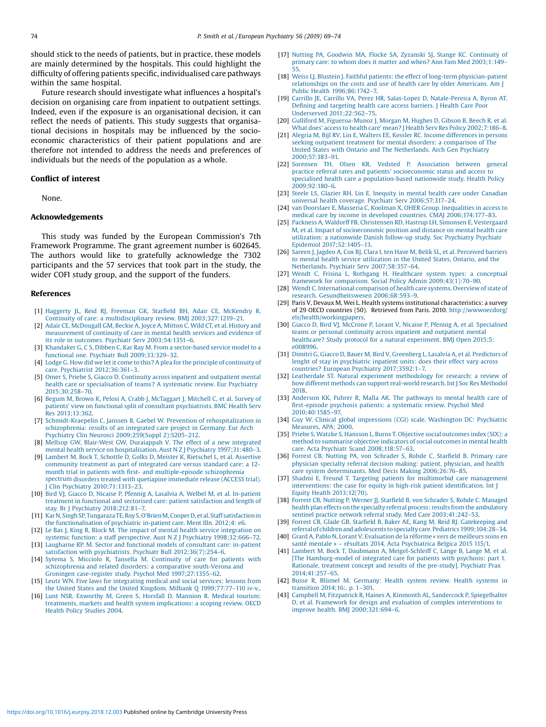should stick to the needs of patients, but in practice, these models are mainly determined by the hospitals. This could highlight the difficulty of offering patients specific, individualised care pathways within the same hospital.

Future research should investigate what influences a hospital's decision on organising care from inpatient to outpatient settings. Indeed, even if the exposure is an organisational decision, it can reflect the needs of patients. This study suggests that organisational decisions in hospitals may be influenced by the socio-economic characteristics of their patient populations and are therefore not intended to address the needs and preferences of individuals but the needs of the population as a whole.

## Conflict of interest

None.

## Acknowledgements

This study was funded by the European Commission's 7th Framework Programme. The grant agreement number is 602645. The authors would like to gratefully acknowledge the 7302 participants and the 57 services that took part in the study, the wider COFI study group, and the support of the funders.

## References

[1] Haggerty JL, Reid RJ, Freeman GK, Starfield BH, Adair CE, McKendry R. Continuity of care: a multidisciplinary review. BMJ 2003;327:1219–21.

[2] Adair CE, McDougall GM, Beckie A, Joyce A, Mitton C, Wild CT, et al. History and measurement of continuity of care in mental health services and evidence of its role in outcomes. Psychiatr Serv 2003;54:1351–6.

[3] Khandaker G, C S, Dibben C, Kar Ray M. From a sector-based service model to a functional one. Psychiatr Bull 2009;33:329–32.

[4] Lodge G. How did we let it come to this? A plea for the principle of continuity of care. Psychiatrist 2012;36:361–3.

[5] Omer S, Priebe S, Giacco D. Continuity across inpatient and outpatient mental health care or specialisation of teams? A systematic review. Eur Psychiatry 2015;30:258–70.

[6] Begum M, Brown K, Pelosi A, Crabb J, McTaggart J, Mitchell C, et al. Survey of patients' view on functional split of consultant psychiatrists. BMC Health Serv Res 2013;13:362.

[7] Schmidt-Kraepelin C, Janssen B, Gaebel W. Prevention of rehospitalization in schizophrenia: results of an integrated care project in Germany. Eur Arch Psychiatry Clin Neurosci 2009;259(Suppl 2):S205–212.

[8] Mellsop GW, Blair-West GW, Duraiappah V. The effect of a new integrated mental health service on hospitalisation. Aust N Z J Psychiatry 1997;31:480–3.

[9] Lambert M, Bock T, Schottle D, Golks D, Meister K, Rietschel L, et al. Assertive community treatment as part of integrated care versus standard care: a 12-month trial in patients with first- and multiple-episode schizophrenia spectrum disorders treated with quetiapine immediate release (ACCESS trial). J Clin Psychiatry 2010;71:1313–23.

[10] Bird VJ, Giacco D, Nicaise P, Pfennig A, Lasalvia A, Welbel M, et al. In-patient treatment in functional and sectorised care: patient satisfaction and length of stay. Br J Psychiatry 2018;212:81–7.

[11] Kar N, Singh SP, Tungaraza TE, Roy S, O'Brien M, Cooper D, et al. Staff satisfaction in the functionalisation of psychiatric in-patient care. Ment Illn. 2012;4: e6.

[12] Le Bas J, King R, Block M. The impact of mental health service integration on systemic function: a staff perspective. Aust N Z J Psychiatry 1998;32:666–72.

[13] Laugharne RP. M. Sector and functional models of consultant care: in-patient satisfaction with psychiatrists. Psychiatr Bull 2012;36(7):254–6.

[14] Sytema S, Micciolo R, Tansella M. Continuity of care for patients with schizophrenia and related disorders: a comparative south-Verona and Groningen case-register study. Psychol Med 1997;27:1355–62.

[15] Leutz WN. Five laws for integrating medical and social services: lessons from the United States and the United Kingdom. Milbank Q 1999;77:77–110 iv-v..

[16] Lunt NSR, Exworthy M, Green S, Horsfall D, Mannion R. Medical tourism: treatments, markets and health system implications: a scoping review. OECD Health Policy Studies 2004.

[17] Nutting PA, Goodwin MA, Flocke SA, Zyzanski SJ, Stange KC. Continuity of primary care: to whom does it matter and when? Ann Fam Med 2003;1:149–55.

[18] Weiss LJ, Blustein J. Faithful patients: the effect of long-term physician-patient relationships on the costs and use of health care by older Americans. Am J Public Health 1996;86:1742–7.

[19] Carrillo JE, Carrillo VA, Perez HR, Salas-Lopez D, Natale-Pereira A, Byron AT. Defining and targeting health care access barriers. J Health Care Poor Underserved 2011;22:562–75.

[20] Gulliford M, Figueroa-Munoz J, Morgan M, Hughes D, Gibson B, Beech R, et al. What does' access to health care' mean? J Health Serv Res Policy 2002;7:186–8.

[21] Alegria M, Bijl RV, Lin E, Walters EE, Kessler RC. Income differences in persons seeking outpatient treatment for mental disorders: a comparison of The United States with Ontario and The Netherlands. Arch Gen Psychiatry 2000;57:383–91.

[22] Sorensen TH, Olsen KR, Vedsted P. Association between general practice referral rates and patients' socioeconomic status and access to specialised health care a population-based nationwide study. Health Policy 2009;92:180–6.

[23] Steele LS, Glazier RH, Lin E. Inequity in mental health care under Canadian universal health coverage. Psychiatr Serv 2006;57:317–24.

[24] van Doorslaer E, Masseria C, Koolman X, OHER Group. Inequalities in access to medical care by income in developed countries. CMAJ 2006;174:177–83.

[25] Packness A, Waldorff FB, Christensen RD, Hastrup LH, Simonsen E, Vestergaard M, et al. Impact of socioeconomic position and distance on mental health care utilization: a nationwide Danish follow-up study. Soc Psychiatry Psychiatr Epidemiol 2017;52:1405–13.

[26] Sareen J, Jagdeo A, Cox BJ, Clara I, ten Have M, Belik SL, et al. Perceived barriers to mental health service utilization in the United States, Ontario, and the Netherlands. Psychiatr Serv 2007;58:357–64.

[27] Wendt C, Frisina L, Rothgang H. Healthcare system types: a conceptual framework for comparison. Social Policy Admin 2009;43(1):70–90.

[28] Wendt C. International comparison of health care systems. Overview of state of research. Gesundheitswesen 2006;68:593–9.

[29] Paris V, Devaux M, Wei L. Health systems institutional characteristics: a survey of 29 OECD countries (50). Retrieved from Paris. 2010. http://wwwoecdorg/els/health/workingpapers.

[30] Giacco D, Bird VJ, McCrone P, Lorant V, Nicaise P, Pfennig A, et al. Specialised teams or personal continuity across inpatient and outpatient mental healthcare? Study protocol for a natural experiment. BMJ Open 2015;5: e008996.

[31] Dimitri G, Giacco D, Bauer M, Bird V, Greenberg L, Lasalvia A, et al. Predictors of lenght of stay in psychiatric inpatient units: does their effect vary across countries? European Psychiatry 2017;3592:1–7.

[32] Leatherdale ST. Natural experiment methodology for research: a review of how different methods can support real-world research. Int J Soc Res Methodol 2018.

[33] Anderson KK, Fuhrer R, Malla AK. The pathways to mental health care of first-episode psychosis patients: a systematic review. Psychol Med 2010;40:1585–97.

[34] Guy W. Clinical global impressions (CGI) scale. Washington DC: Psychiatric Measures, APA; 2000.

[35] Priebe S, Watzke S, Hansson L, Burns T. Objective social outcomes index (SIX): a method to summarise objective indicators of social outcomes in mental health care. Acta Psychiatr Scand 2008;118:57–63.

[36] Forrest CB, Nutting PA, von Schrader S, Rohde C, Starfield B. Primary care physician specialty referral decision making: patient, physician, and health care system determinants. Med Decis Making 2006;26:76–85.

[37] Shadmi E, Freund T. Targeting patients for multimorbid care management interventions: the case for equity in high-risk patient identification. Int J Equity Health 2013;12(70).

[38] Forrest CB, Nutting P, Werner JJ, Starfield B, von Schrader S, Rohde C. Managed health plan effects on the specialty referral process: results from the ambulatory sentinel practice network referral study. Med Care 2003;41:242–53.

[39] Forrest CB, Glade GB, Starfield B, Baker AE, Kang M, Reid RJ. Gatekeeping and referral of children and adolescents to specialty care. Pediatrics 1999;104:28–34.

[40] Grard A, Pablo N, Lorant V. Evaluation de la réforme « vers de meilleurs soins en santé mentale » – résultats 2014. Acta Psychiatrica Belgica 2015 115/1.

[41] Lambert M, Bock T, Daubmann A, Meigel-Schleiff C, Lange B, Lange M, et al. [The Hamburg-model of integrated care for patients with psychosis: part 1. Rationale, treatment concept and results of the pre-study]. Psychiatr Prax 2014;41:257–65.

[42] Busse R, Blümel M. Germany: Health system review. Health systems in transition 2014;16:. p. 1–301.

[43] Campbell M, Fitzpatrick R, Haines A, Kinmonth AL, Sandercock P, Spiegelhalter D, et al. Framework for design and evaluation of complex interventions to improve health. BMJ 2000;321:694–6.